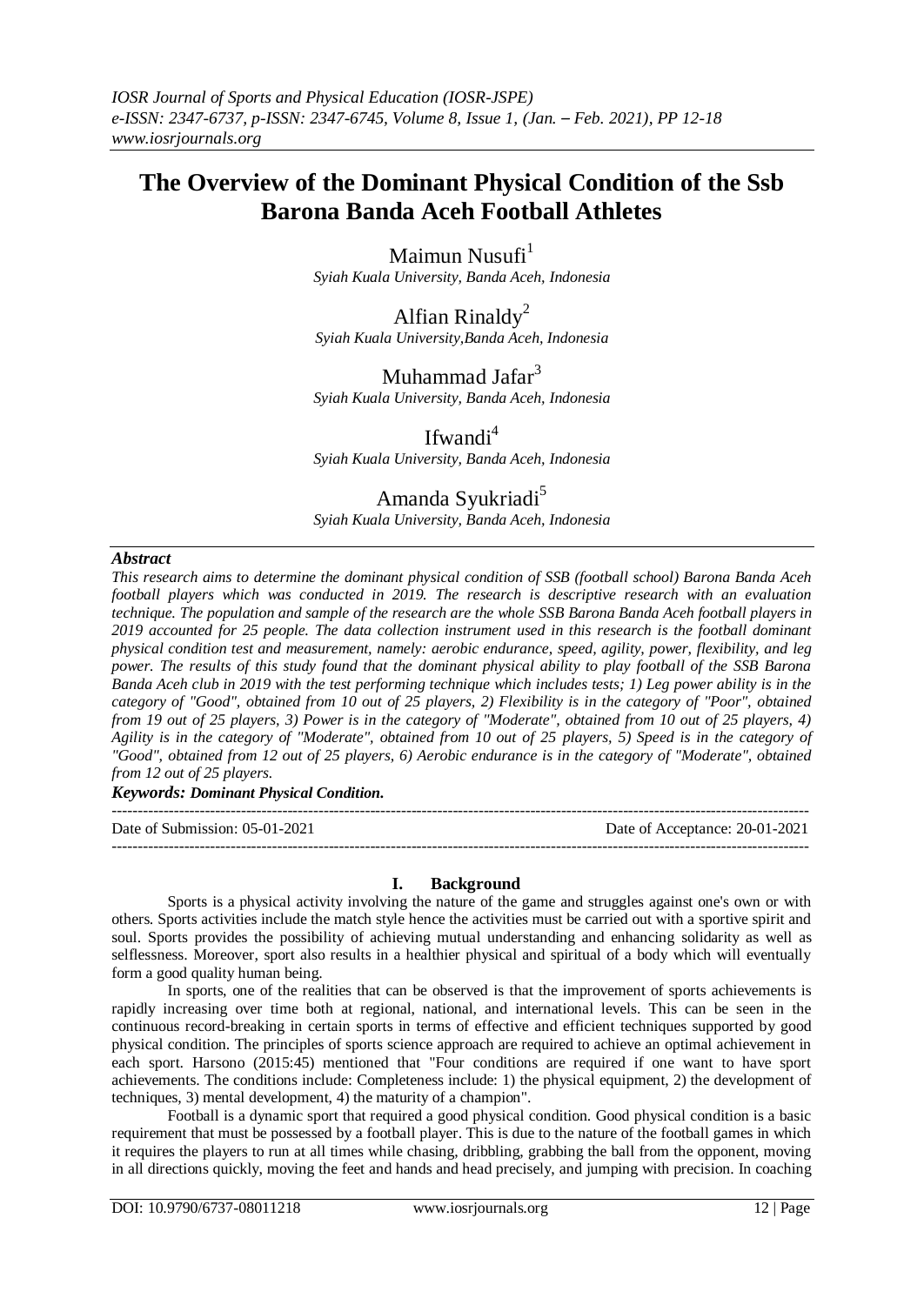# The Overview of the Dominant Physical Condition of the Ssb Barona Banda Aceh Football Athletes

Maimun Nusufi[1]
*Syiah Kuala University, Banda Aceh, Indonesia*

Alfian Rinaldy[2]
*Syiah Kuala University,Banda Aceh, Indonesia*

Muhammad Jafar[3]
*Syiah Kuala University, Banda Aceh, Indonesia*

Ifwandi[4]
*Syiah Kuala University, Banda Aceh, Indonesia*

Amanda Syukriadi[5]
*Syiah Kuala University, Banda Aceh, Indonesia*

***Abstract***

*This research aims to determine the dominant physical condition of SSB (football school) Barona Banda Aceh football players which was conducted in 2019. The research is descriptive research with an evaluation technique. The population and sample of the research are the whole SSB Barona Banda Aceh football players in 2019 accounted for 25 people. The data collection instrument used in this research is the football dominant physical condition test and measurement, namely: aerobic endurance, speed, agility, power, flexibility, and leg power. The results of this study found that the dominant physical ability to play football of the SSB Barona Banda Aceh club in 2019 with the test performing technique which includes tests; 1) Leg power ability is in the category of "Good", obtained from 10 out of 25 players, 2) Flexibility is in the category of "Poor", obtained from 19 out of 25 players, 3) Power is in the category of "Moderate", obtained from 10 out of 25 players, 4) Agility is in the category of "Moderate", obtained from 10 out of 25 players, 5) Speed is in the category of "Good", obtained from 12 out of 25 players, 6) Aerobic endurance is in the category of "Moderate", obtained from 12 out of 25 players.*

***Keywords: Dominant Physical Condition.***

---

Date of Submission: 05-01-2021 | Date of Acceptance: 20-01-2021

---

## I. Background

Sports is a physical activity involving the nature of the game and struggles against one's own or with others. Sports activities include the match style hence the activities must be carried out with a sportive spirit and soul. Sports provides the possibility of achieving mutual understanding and enhancing solidarity as well as selflessness. Moreover, sport also results in a healthier physical and spiritual of a body which will eventually form a good quality human being.

In sports, one of the realities that can be observed is that the improvement of sports achievements is rapidly increasing over time both at regional, national, and international levels. This can be seen in the continuous record-breaking in certain sports in terms of effective and efficient techniques supported by good physical condition. The principles of sports science approach are required to achieve an optimal achievement in each sport. Harsono (2015:45) mentioned that "Four conditions are required if one want to have sport achievements. The conditions include: Completeness include: 1) the physical equipment, 2) the development of techniques, 3) mental development, 4) the maturity of a champion".

Football is a dynamic sport that required a good physical condition. Good physical condition is a basic requirement that must be possessed by a football player. This is due to the nature of the football games in which it requires the players to run at all times while chasing, dribbling, grabbing the ball from the opponent, moving in all directions quickly, moving the feet and hands and head precisely, and jumping with precision. In coaching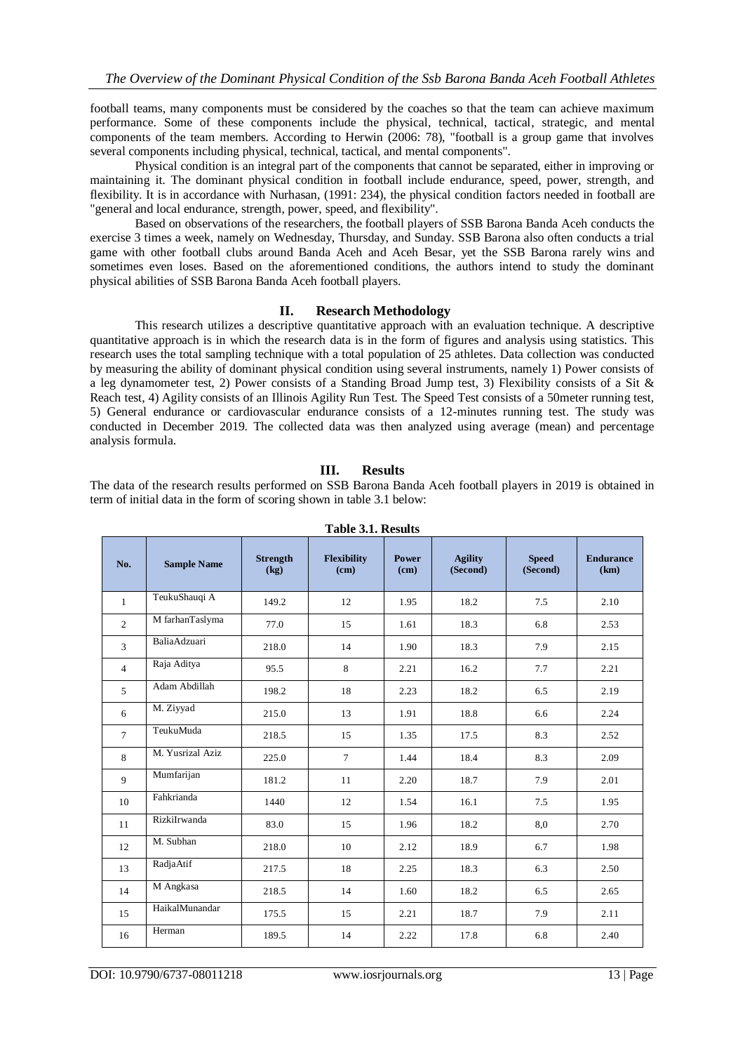football teams, many components must be considered by the coaches so that the team can achieve maximum performance. Some of these components include the physical, technical, tactical, strategic, and mental components of the team members. According to Herwin (2006: 78), "football is a group game that involves several components including physical, technical, tactical, and mental components".

Physical condition is an integral part of the components that cannot be separated, either in improving or maintaining it. The dominant physical condition in football include endurance, speed, power, strength, and flexibility. It is in accordance with Nurhasan, (1991: 234), the physical condition factors needed in football are "general and local endurance, strength, power, speed, and flexibility".

Based on observations of the researchers, the football players of SSB Barona Banda Aceh conducts the exercise 3 times a week, namely on Wednesday, Thursday, and Sunday. SSB Barona also often conducts a trial game with other football clubs around Banda Aceh and Aceh Besar, yet the SSB Barona rarely wins and sometimes even loses. Based on the aforementioned conditions, the authors intend to study the dominant physical abilities of SSB Barona Banda Aceh football players.

## II. Research Methodology

This research utilizes a descriptive quantitative approach with an evaluation technique. A descriptive quantitative approach is in which the research data is in the form of figures and analysis using statistics. This research uses the total sampling technique with a total population of 25 athletes. Data collection was conducted by measuring the ability of dominant physical condition using several instruments, namely 1) Power consists of a leg dynamometer test, 2) Power consists of a Standing Broad Jump test, 3) Flexibility consists of a Sit & Reach test, 4) Agility consists of an Illinois Agility Run Test. The Speed Test consists of a 50meter running test, 5) General endurance or cardiovascular endurance consists of a 12-minutes running test. The study was conducted in December 2019. The collected data was then analyzed using average (mean) and percentage analysis formula.

## III. Results

The data of the research results performed on SSB Barona Banda Aceh football players in 2019 is obtained in term of initial data in the form of scoring shown in table 3.1 below:

**Table 3.1. Results**

| No. | Sample Name | Strength (kg) | Flexibility (cm) | Power (cm) | Agility (Second) | Speed (Second) | Endurance (km) |
|---|---|---|---|---|---|---|---|
| 1 | TeukuShauqi A | 149.2 | 12 | 1.95 | 18.2 | 7.5 | 2.10 |
| 2 | M farhanTaslyma | 77.0 | 15 | 1.61 | 18.3 | 6.8 | 2.53 |
| 3 | BaliaAdzuari | 218.0 | 14 | 1.90 | 18.3 | 7.9 | 2.15 |
| 4 | Raja Aditya | 95.5 | 8 | 2.21 | 16.2 | 7.7 | 2.21 |
| 5 | Adam Abdillah | 198.2 | 18 | 2.23 | 18.2 | 6.5 | 2.19 |
| 6 | M. Ziyyad | 215.0 | 13 | 1.91 | 18.8 | 6.6 | 2.24 |
| 7 | TeukuMuda | 218.5 | 15 | 1.35 | 17.5 | 8.3 | 2.52 |
| 8 | M. Yusrizal Aziz | 225.0 | 7 | 1.44 | 18.4 | 8.3 | 2.09 |
| 9 | Mumfarijan | 181.2 | 11 | 2.20 | 18.7 | 7.9 | 2.01 |
| 10 | Fahkrianda | 1440 | 12 | 1.54 | 16.1 | 7.5 | 1.95 |
| 11 | RizkiIrwanda | 83.0 | 15 | 1.96 | 18.2 | 8,0 | 2.70 |
| 12 | M. Subhan | 218.0 | 10 | 2.12 | 18.9 | 6.7 | 1.98 |
| 13 | RadjaAtif | 217.5 | 18 | 2.25 | 18.3 | 6.3 | 2.50 |
| 14 | M Angkasa | 218.5 | 14 | 1.60 | 18.2 | 6.5 | 2.65 |
| 15 | HaikalMunandar | 175.5 | 15 | 2.21 | 18.7 | 7.9 | 2.11 |
| 16 | Herman | 189.5 | 14 | 2.22 | 17.8 | 6.8 | 2.40 |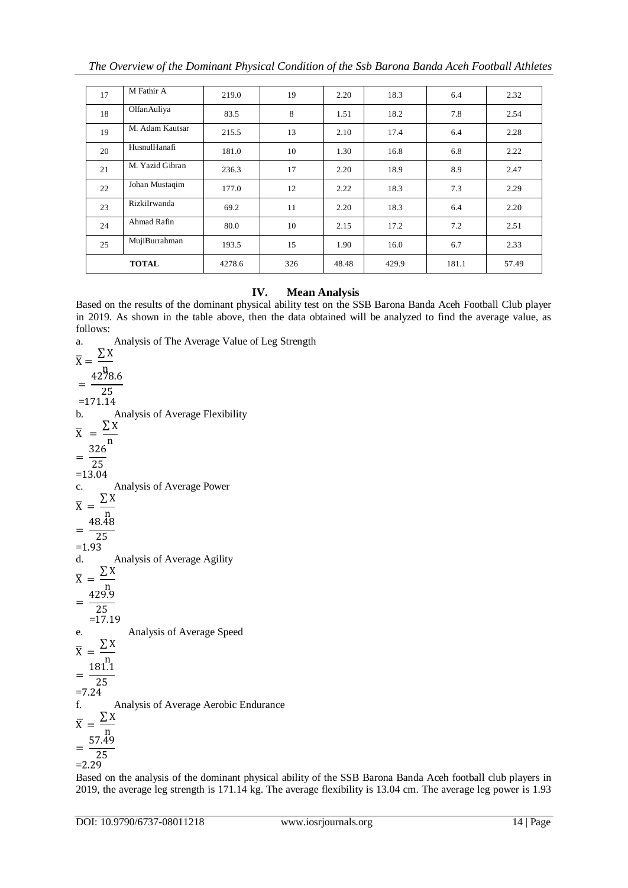| 17 | M Fathir A | 219.0 | 19 | 2.20 | 18.3 | 6.4 | 2.32 |
|---|---|---|---|---|---|---|---|
| 18 | OlfanAuliya | 83.5 | 8 | 1.51 | 18.2 | 7.8 | 2.54 |
| 19 | M. Adam Kautsar | 215.5 | 13 | 2.10 | 17.4 | 6.4 | 2.28 |
| 20 | HusnulHanafi | 181.0 | 10 | 1.30 | 16.8 | 6.8 | 2.22 |
| 21 | M. Yazid Gibran | 236.3 | 17 | 2.20 | 18.9 | 8.9 | 2.47 |
| 22 | Johan Mustaqim | 177.0 | 12 | 2.22 | 18.3 | 7.3 | 2.29 |
| 23 | RizkiIrwanda | 69.2 | 11 | 2.20 | 18.3 | 6.4 | 2.20 |
| 24 | Ahmad Rafin | 80.0 | 10 | 2.15 | 17.2 | 7.2 | 2.51 |
| 25 | MujiBurrahman | 193.5 | 15 | 1.90 | 16.0 | 6.7 | 2.33 |
| **TOTAL** | | 4278.6 | 326 | 48.48 | 429.9 | 181.1 | 57.49 |

## IV. Mean Analysis

Based on the results of the dominant physical ability test on the SSB Barona Banda Aceh Football Club player in 2019. As shown in the table above, then the data obtained will be analyzed to find the average value, as follows:

a. Analysis of The Average Value of Leg Strength

$$\overline{X} = \frac{\sum X}{n}$$

$$= \frac{4278.6}{25}$$

$$= 171.14$$

b. Analysis of Average Flexibility

$$\overline{X} = \frac{\sum X}{n}$$

$$= \frac{326}{25}$$

$$= 13.04$$

c. Analysis of Average Power

$$\overline{X} = \frac{\sum X}{n}$$

$$= \frac{48.48}{25}$$

$$= 1.93$$

d. Analysis of Average Agility

$$\overline{X} = \frac{\sum X}{n}$$

$$= \frac{429.9}{25}$$

$$= 17.19$$

e. Analysis of Average Speed

$$\overline{X} = \frac{\sum X}{n}$$

$$= \frac{181.1}{25}$$

$$= 7.24$$

f. Analysis of Average Aerobic Endurance

$$\overline{X} = \frac{\sum X}{n}$$

$$= \frac{57.49}{25}$$

$$= 2.29$$

Based on the analysis of the dominant physical ability of the SSB Barona Banda Aceh football club players in 2019, the average leg strength is 171.14 kg. The average flexibility is 13.04 cm. The average leg power is 1.93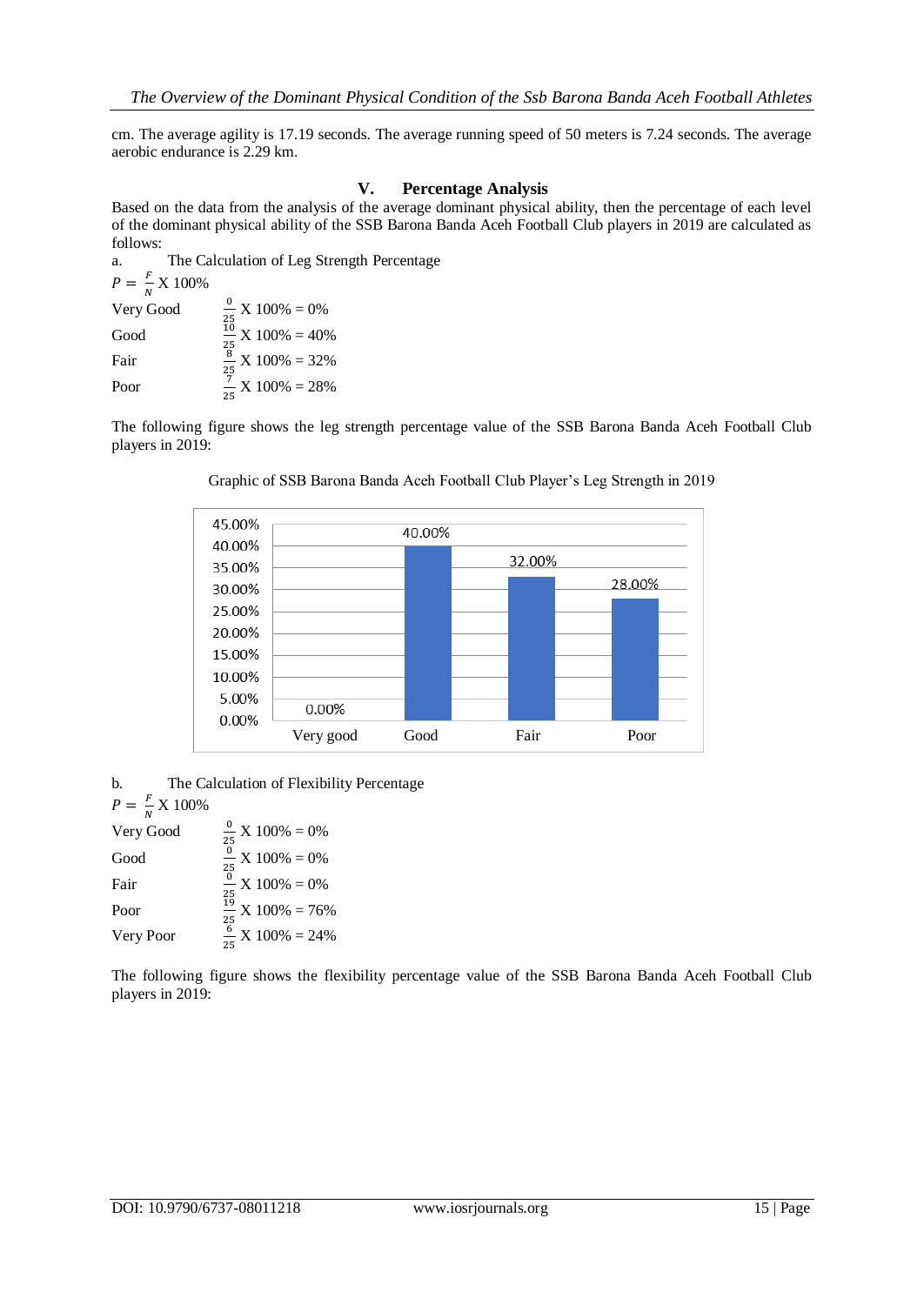cm. The average agility is 17.19 seconds. The average running speed of 50 meters is 7.24 seconds. The average aerobic endurance is 2.29 km.

## V. Percentage Analysis

Based on the data from the analysis of the average dominant physical ability, then the percentage of each level of the dominant physical ability of the SSB Barona Banda Aceh Football Club players in 2019 are calculated as follows:

a. The Calculation of Leg Strength Percentage

$P = \frac{F}{N}$ X 100%

Very Good $\frac{0}{25}$ X 100% = 0%

Good $\frac{10}{25}$ X 100% = 40%

Fair $\frac{8}{25}$ X 100% = 32%

Poor $\frac{7}{25}$ X 100% = 28%

The following figure shows the leg strength percentage value of the SSB Barona Banda Aceh Football Club players in 2019:

Graphic of SSB Barona Banda Aceh Football Club Player's Leg Strength in 2019

| | Very good | Good | Fair | Poor |
|---|---|---|---|---|
| Percentage | 0.00% | 40.00% | 32.00% | 28.00% |

b. The Calculation of Flexibility Percentage

$P = \frac{F}{N}$ X 100%

Very Good $\frac{0}{25}$ X 100% = 0%

Good $\frac{0}{25}$ X 100% = 0%

Fair $\frac{0}{25}$ X 100% = 0%

Poor $\frac{19}{25}$ X 100% = 76%

Very Poor $\frac{6}{25}$ X 100% = 24%

The following figure shows the flexibility percentage value of the SSB Barona Banda Aceh Football Club players in 2019: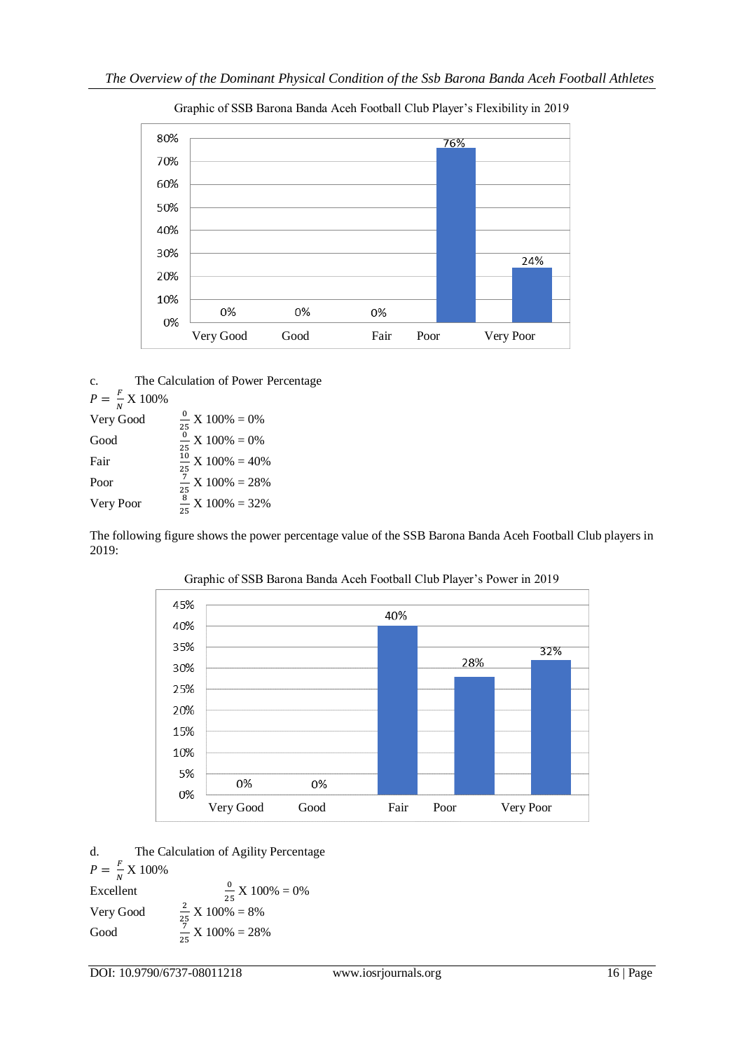Graphic of SSB Barona Banda Aceh Football Club Player's Flexibility in 2019

c. The Calculation of Power Percentage

$P = \frac{F}{N} X\ 100\%$

| | |
|---|---|
| Very Good | $\frac{0}{25}$ X 100% = 0% |
| Good | $\frac{0}{25}$ X 100% = 0% |
| Fair | $\frac{10}{25}$ X 100% = 40% |
| Poor | $\frac{7}{25}$ X 100% = 28% |
| Very Poor | $\frac{8}{25}$ X 100% = 32% |

The following figure shows the power percentage value of the SSB Barona Banda Aceh Football Club players in 2019:

Graphic of SSB Barona Banda Aceh Football Club Player's Power in 2019

d. The Calculation of Agility Percentage

$P = \frac{F}{N} X\ 100\%$

| | |
|---|---|
| Excellent | $\frac{0}{25}$ X 100% = 0% |
| Very Good | $\frac{2}{25}$ X 100% = 8% |
| Good | $\frac{7}{25}$ X 100% = 28% |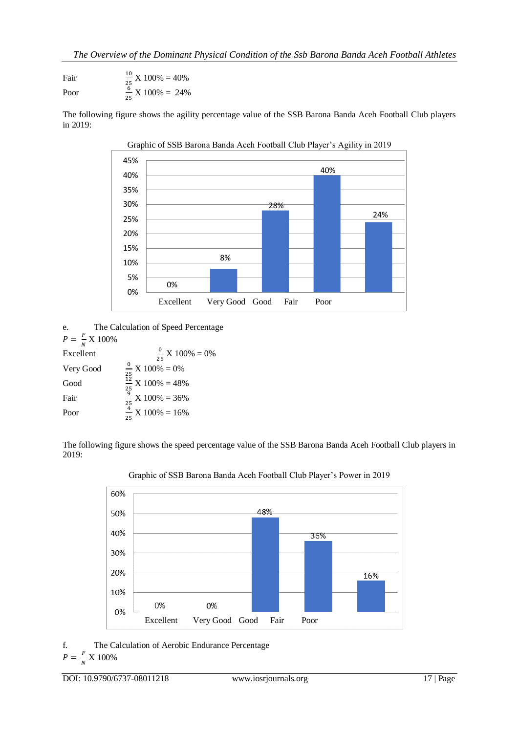Fair $\frac{10}{25}$ X 100% = 40%

Poor $\frac{6}{25}$ X 100% = 24%

The following figure shows the agility percentage value of the SSB Barona Banda Aceh Football Club players in 2019:

Graphic of SSB Barona Banda Aceh Football Club Player's Agility in 2019

e. The Calculation of Speed Percentage

$P = \frac{F}{N}$ X 100%

Excellent $\frac{0}{25}$ X 100% = 0%

Very Good $\frac{0}{25}$ X 100% = 0%

Good $\frac{12}{25}$ X 100% = 48%

Fair $\frac{9}{25}$ X 100% = 36%

Poor $\frac{4}{25}$ X 100% = 16%

The following figure shows the speed percentage value of the SSB Barona Banda Aceh Football Club players in 2019:

Graphic of SSB Barona Banda Aceh Football Club Player's Power in 2019

f. The Calculation of Aerobic Endurance Percentage

$P = \frac{F}{N}$ X 100%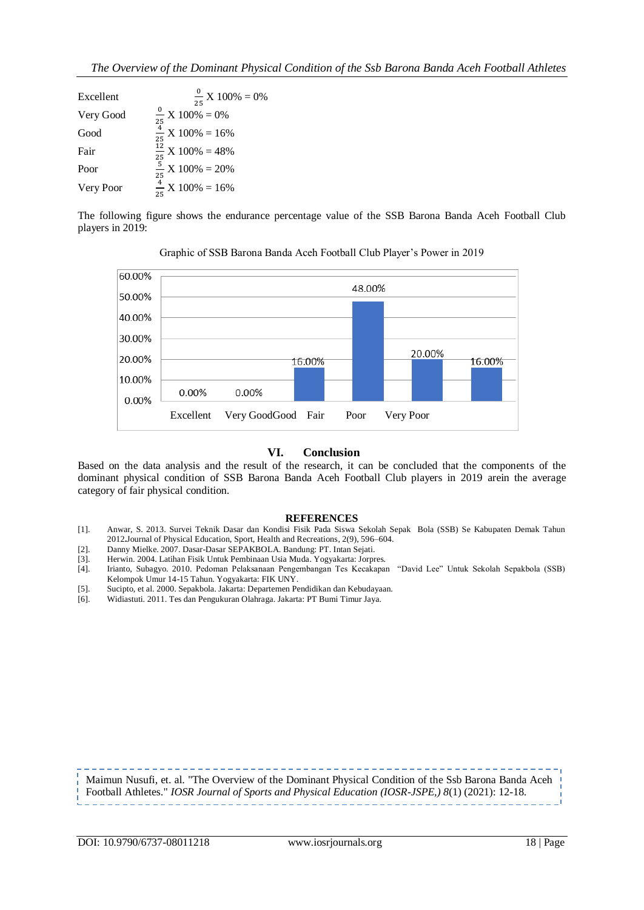| | |
|---|---|
| Excellent | $\frac{0}{25}$ X 100% = 0% |
| Very Good | $\frac{0}{25}$ X 100% = 0% |
| Good | $\frac{4}{25}$ X 100% = 16% |
| Fair | $\frac{12}{25}$ X 100% = 48% |
| Poor | $\frac{5}{25}$ X 100% = 20% |
| Very Poor | $\frac{4}{25}$ X 100% = 16% |

The following figure shows the endurance percentage value of the SSB Barona Banda Aceh Football Club players in 2019:

Graphic of SSB Barona Banda Aceh Football Club Player's Power in 2019

60.00%
50.00%
40.00%
30.00%
20.00%
10.00%
0.00%

0.00%
0.00%
16.00%
48.00%
20.00%
16.00%

Excellent
Very Good
Good
Fair
Poor
Very Poor

## VI. Conclusion

Based on the data analysis and the result of the research, it can be concluded that the components of the dominant physical condition of SSB Barona Banda Aceh Football Club players in 2019 arein the average category of fair physical condition.

## REFERENCES

[1]. Anwar, S. 2013. Survei Teknik Dasar dan Kondisi Fisik Pada Siswa Sekolah Sepak Bola (SSB) Se Kabupaten Demak Tahun 2012.Journal of Physical Education, Sport, Health and Recreations, 2(9), 596–604.

[2]. Danny Mielke. 2007. Dasar-Dasar SEPAKBOLA. Bandung: PT. Intan Sejati.

[3]. Herwin. 2004. Latihan Fisik Untuk Pembinaan Usia Muda. Yogyakarta: Jorpres.

[4]. Irianto, Subagyo. 2010. Pedoman Pelaksanaan Pengembangan Tes Kecakapan "David Lee" Untuk Sekolah Sepakbola (SSB) Kelompok Umur 14-15 Tahun. Yogyakarta: FIK UNY.

[5]. Sucipto, et al. 2000. Sepakbola. Jakarta: Departemen Pendidikan dan Kebudayaan.

[6]. Widiastuti. 2011. Tes dan Pengukuran Olahraga. Jakarta: PT Bumi Timur Jaya.

Maimun Nusufi, et. al. "The Overview of the Dominant Physical Condition of the Ssb Barona Banda Aceh Football Athletes." *IOSR Journal of Sports and Physical Education (IOSR-JSPE,) 8*(1) (2021): 12-18.